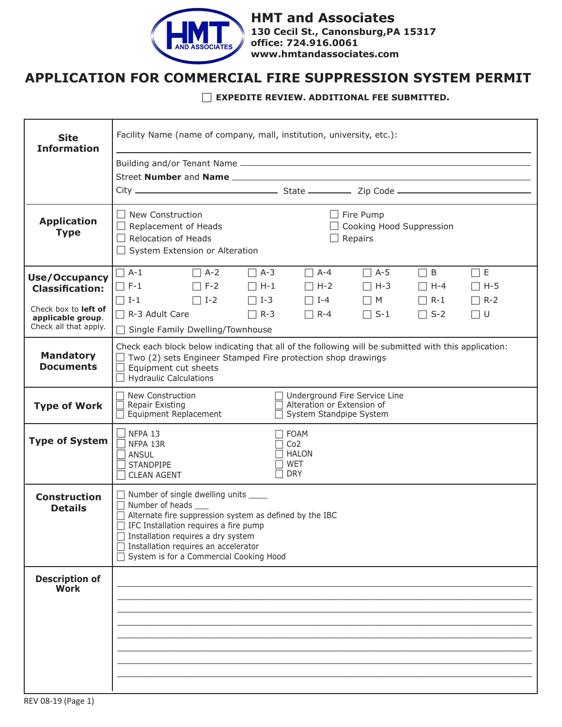**HMT and Associates**
**130 Cecil St., Canonsburg,PA 15317**
**office: 724.916.0061**
**www.hmtandassociates.com**

# APPLICATION FOR COMMERCIAL FIRE SUPPRESSION SYSTEM PERMIT

☐ **EXPEDITE REVIEW. ADDITIONAL FEE SUBMITTED.**

## Site Information

Facility Name (name of company, mall, institution, university, etc.): ____________________

Building and/or Tenant Name ____________________

Street **Number** and **Name** ____________________

City ____________________ State __________ Zip Code ____________________

## Application Type

- ☐ New Construction
- ☐ Replacement of Heads
- ☐ Relocation of Heads
- ☐ System Extension or Alteration
- ☐ Fire Pump
- ☐ Cooking Hood Suppression
- ☐ Repairs

## Use/Occupancy Classification:

Check box to **left of applicable group**. Check all that apply.

| | | | | | | |
|---|---|---|---|---|---|---|
| ☐ A-1 | ☐ A-2 | ☐ A-3 | ☐ A-4 | ☐ A-5 | ☐ B | ☐ E |
| ☐ F-1 | ☐ F-2 | ☐ H-1 | ☐ H-2 | ☐ H-3 | ☐ H-4 | ☐ H-5 |
| ☐ I-1 | ☐ I-2 | ☐ I-3 | ☐ I-4 | ☐ M | ☐ R-1 | ☐ R-2 |
| ☐ R-3 Adult Care | | ☐ R-3 | ☐ R-4 | ☐ S-1 | ☐ S-2 | ☐ U |

☐ Single Family Dwelling/Townhouse

## Mandatory Documents

Check each block below indicating that all of the following will be submitted with this application:

- ☐ Two (2) sets Engineer Stamped Fire protection shop drawings
- ☐ Equipment cut sheets
- ☐ Hydraulic Calculations

## Type of Work

- ☐ New Construction
- ☐ Repair Existing
- ☐ Equipment Replacement
- ☐ Underground Fire Service Line
- ☐ Alteration or Extension of
- ☐ System Standpipe System

## Type of System

- ☐ NFPA 13
- ☐ NFPA 13R
- ☐ ANSUL
- ☐ STANDPIPE
- ☐ CLEAN AGENT
- ☐ FOAM
- ☐ Co2
- ☐ HALON
- ☐ WET
- ☐ DRY

## Construction Details

- ☐ Number of single dwelling units ____
- ☐ Number of heads ___
- ☐ Alternate fire suppression system as defined by the IBC
- ☐ IFC Installation requires a fire pump
- ☐ Installation requires a dry system
- ☐ Installation requires an accelerator
- ☐ System is for a Commercial Cooking Hood

## Description of Work

____________________________________________________________

____________________________________________________________

____________________________________________________________

____________________________________________________________

____________________________________________________________

____________________________________________________________

____________________________________________________________

____________________________________________________________

REV 08-19 (Page 1)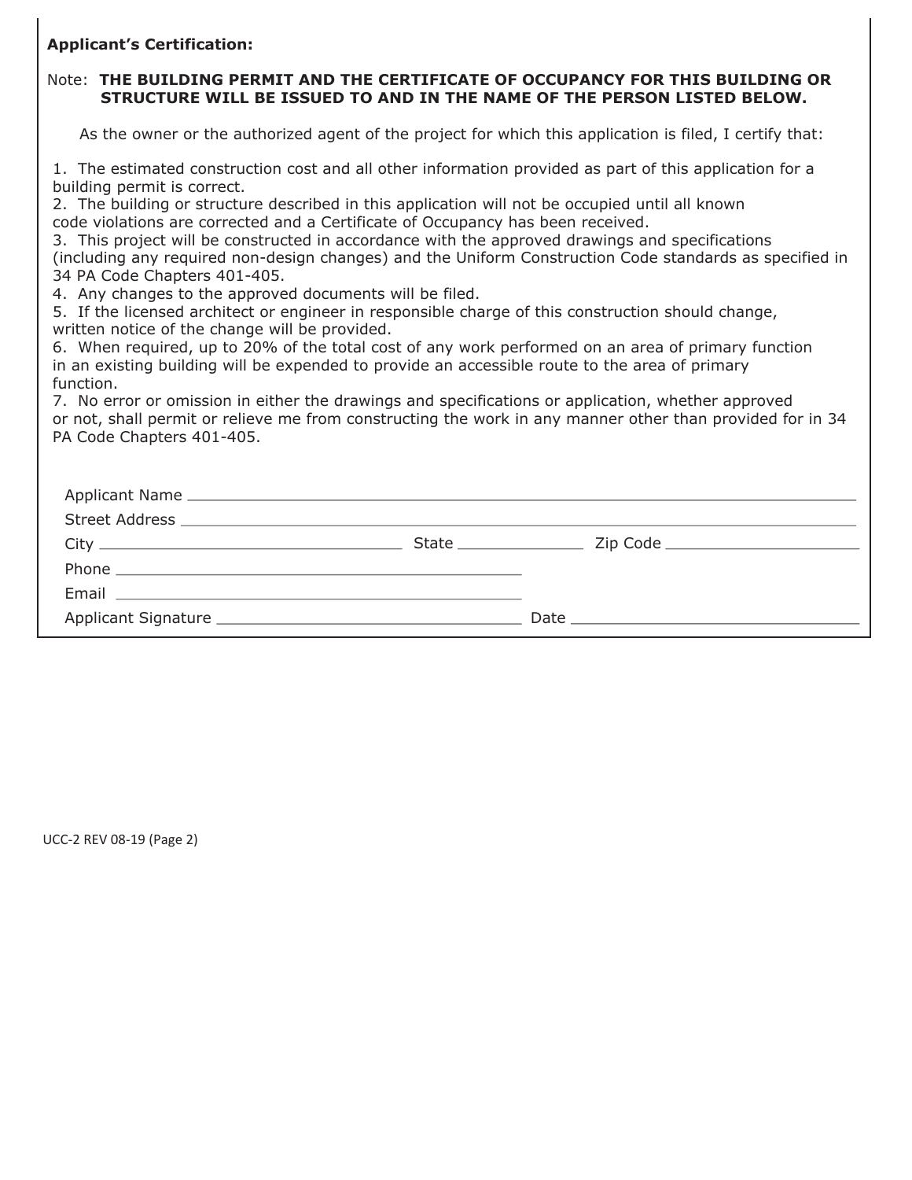**Applicant's Certification:**

Note: **THE BUILDING PERMIT AND THE CERTIFICATE OF OCCUPANCY FOR THIS BUILDING OR STRUCTURE WILL BE ISSUED TO AND IN THE NAME OF THE PERSON LISTED BELOW.**

As the owner or the authorized agent of the project for which this application is filed, I certify that:

1. The estimated construction cost and all other information provided as part of this application for a building permit is correct.
2. The building or structure described in this application will not be occupied until all known code violations are corrected and a Certificate of Occupancy has been received.
3. This project will be constructed in accordance with the approved drawings and specifications (including any required non-design changes) and the Uniform Construction Code standards as specified in 34 PA Code Chapters 401-405.
4. Any changes to the approved documents will be filed.
5. If the licensed architect or engineer in responsible charge of this construction should change, written notice of the change will be provided.
6. When required, up to 20% of the total cost of any work performed on an area of primary function in an existing building will be expended to provide an accessible route to the area of primary function.
7. No error or omission in either the drawings and specifications or application, whether approved or not, shall permit or relieve me from constructing the work in any manner other than provided for in 34 PA Code Chapters 401-405.

Applicant Name ____________________

Street Address ____________________

City ____________________ State ____________________ Zip Code ____________________

Phone ____________________

Email ____________________

Applicant Signature ____________________ Date ____________________

UCC-2 REV 08-19 (Page 2)